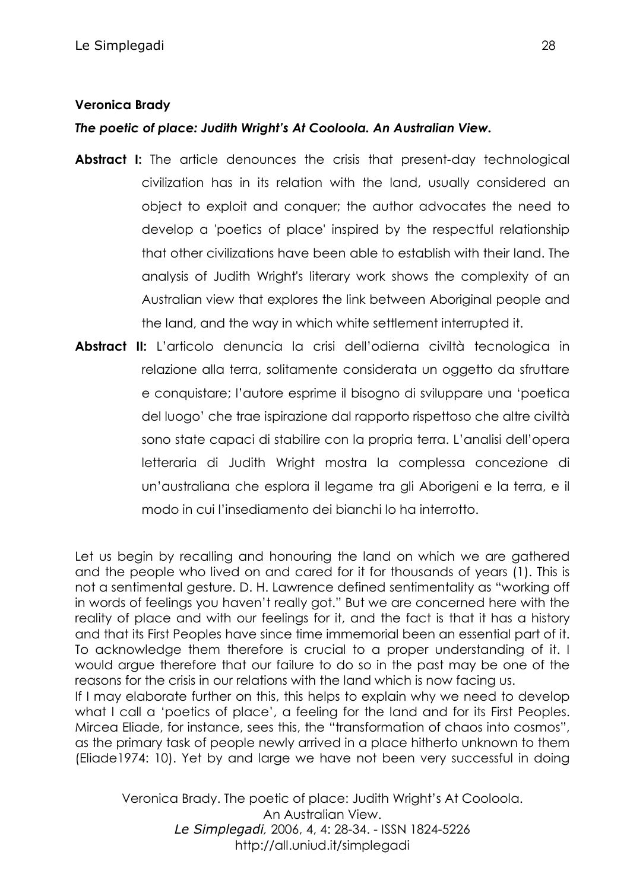**Veronica Brady**

***The poetic of place: Judith Wright's At Cooloola. An Australian View.***

**Abstract I:** The article denounces the crisis that present-day technological civilization has in its relation with the land, usually considered an object to exploit and conquer; the author advocates the need to develop a 'poetics of place' inspired by the respectful relationship that other civilizations have been able to establish with their land. The analysis of Judith Wright's literary work shows the complexity of an Australian view that explores the link between Aboriginal people and the land, and the way in which white settlement interrupted it.

**Abstract II:** L'articolo denuncia la crisi dell'odierna civiltà tecnologica in relazione alla terra, solitamente considerata un oggetto da sfruttare e conquistare; l'autore esprime il bisogno di sviluppare una 'poetica del luogo' che trae ispirazione dal rapporto rispettoso che altre civiltà sono state capaci di stabilire con la propria terra. L'analisi dell'opera letteraria di Judith Wright mostra la complessa concezione di un'australiana che esplora il legame tra gli Aborigeni e la terra, e il modo in cui l'insediamento dei bianchi lo ha interrotto.

Let us begin by recalling and honouring the land on which we are gathered and the people who lived on and cared for it for thousands of years (1). This is not a sentimental gesture. D. H. Lawrence defined sentimentality as "working off in words of feelings you haven't really got." But we are concerned here with the reality of place and with our feelings for it, and the fact is that it has a history and that its First Peoples have since time immemorial been an essential part of it. To acknowledge them therefore is crucial to a proper understanding of it. I would argue therefore that our failure to do so in the past may be one of the reasons for the crisis in our relations with the land which is now facing us.

If I may elaborate further on this, this helps to explain why we need to develop what I call a 'poetics of place', a feeling for the land and for its First Peoples. Mircea Eliade, for instance, sees this, the "transformation of chaos into cosmos", as the primary task of people newly arrived in a place hitherto unknown to them (Eliade1974: 10). Yet by and large we have not been very successful in doing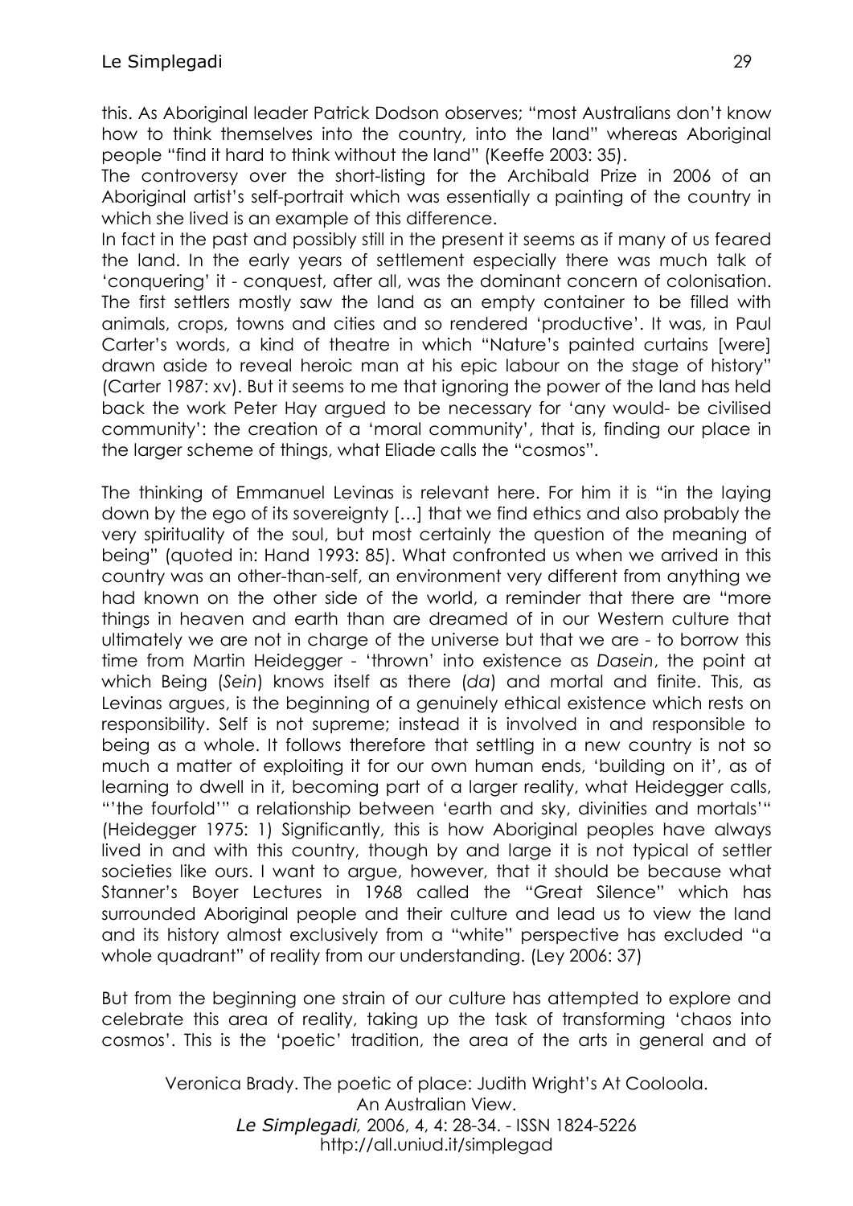this. As Aboriginal leader Patrick Dodson observes; "most Australians don't know how to think themselves into the country, into the land" whereas Aboriginal people "find it hard to think without the land" (Keeffe 2003: 35).

The controversy over the short-listing for the Archibald Prize in 2006 of an Aboriginal artist's self-portrait which was essentially a painting of the country in which she lived is an example of this difference.

In fact in the past and possibly still in the present it seems as if many of us feared the land. In the early years of settlement especially there was much talk of 'conquering' it - conquest, after all, was the dominant concern of colonisation. The first settlers mostly saw the land as an empty container to be filled with animals, crops, towns and cities and so rendered 'productive'. It was, in Paul Carter's words, a kind of theatre in which "Nature's painted curtains [were] drawn aside to reveal heroic man at his epic labour on the stage of history" (Carter 1987: xv). But it seems to me that ignoring the power of the land has held back the work Peter Hay argued to be necessary for 'any would- be civilised community': the creation of a 'moral community', that is, finding our place in the larger scheme of things, what Eliade calls the "cosmos".

The thinking of Emmanuel Levinas is relevant here. For him it is "in the laying down by the ego of its sovereignty […] that we find ethics and also probably the very spirituality of the soul, but most certainly the question of the meaning of being" (quoted in: Hand 1993: 85). What confronted us when we arrived in this country was an other-than-self, an environment very different from anything we had known on the other side of the world, a reminder that there are "more things in heaven and earth than are dreamed of in our Western culture that ultimately we are not in charge of the universe but that we are - to borrow this time from Martin Heidegger - 'thrown' into existence as *Dasein*, the point at which Being (*Sein*) knows itself as there (*da*) and mortal and finite. This, as Levinas argues, is the beginning of a genuinely ethical existence which rests on responsibility. Self is not supreme; instead it is involved in and responsible to being as a whole. It follows therefore that settling in a new country is not so much a matter of exploiting it for our own human ends, 'building on it', as of learning to dwell in it, becoming part of a larger reality, what Heidegger calls, "'the fourfold'" a relationship between 'earth and sky, divinities and mortals'" (Heidegger 1975: 1) Significantly, this is how Aboriginal peoples have always lived in and with this country, though by and large it is not typical of settler societies like ours. I want to argue, however, that it should be because what Stanner's Boyer Lectures in 1968 called the "Great Silence" which has surrounded Aboriginal people and their culture and lead us to view the land and its history almost exclusively from a "white" perspective has excluded "a whole quadrant" of reality from our understanding. (Ley 2006: 37)

But from the beginning one strain of our culture has attempted to explore and celebrate this area of reality, taking up the task of transforming 'chaos into cosmos'. This is the 'poetic' tradition, the area of the arts in general and of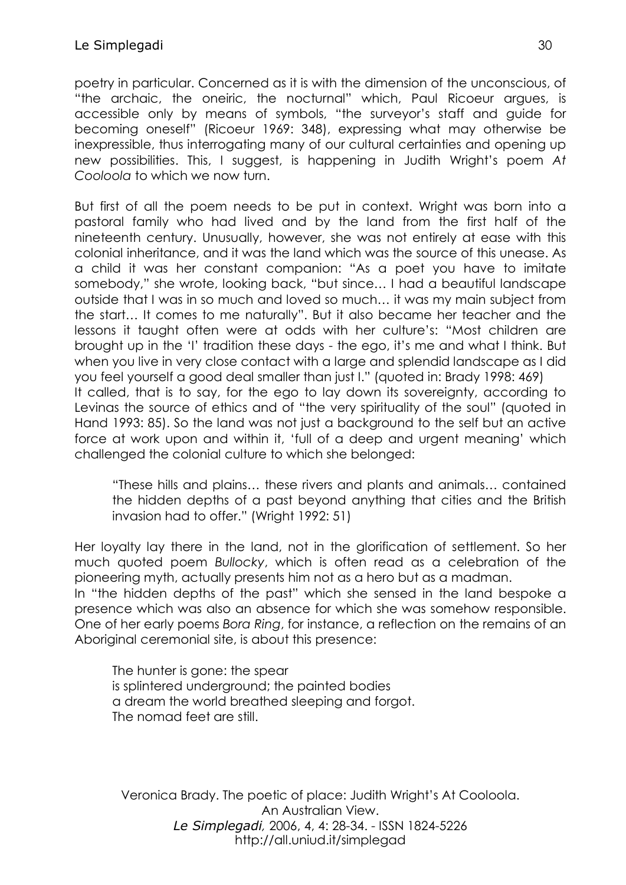poetry in particular. Concerned as it is with the dimension of the unconscious, of "the archaic, the oneiric, the nocturnal" which, Paul Ricoeur argues, is accessible only by means of symbols, "the surveyor's staff and guide for becoming oneself" (Ricoeur 1969: 348), expressing what may otherwise be inexpressible, thus interrogating many of our cultural certainties and opening up new possibilities. This, I suggest, is happening in Judith Wright's poem *At Cooloola* to which we now turn.

But first of all the poem needs to be put in context. Wright was born into a pastoral family who had lived and by the land from the first half of the nineteenth century. Unusually, however, she was not entirely at ease with this colonial inheritance, and it was the land which was the source of this unease. As a child it was her constant companion: "As a poet you have to imitate somebody," she wrote, looking back, "but since… I had a beautiful landscape outside that I was in so much and loved so much… it was my main subject from the start… It comes to me naturally". But it also became her teacher and the lessons it taught often were at odds with her culture's: "Most children are brought up in the 'I' tradition these days - the ego, it's me and what I think. But when you live in very close contact with a large and splendid landscape as I did you feel yourself a good deal smaller than just I." (quoted in: Brady 1998: 469)
It called, that is to say, for the ego to lay down its sovereignty, according to Levinas the source of ethics and of "the very spirituality of the soul" (quoted in Hand 1993: 85). So the land was not just a background to the self but an active force at work upon and within it, 'full of a deep and urgent meaning' which challenged the colonial culture to which she belonged:

> "These hills and plains… these rivers and plants and animals… contained the hidden depths of a past beyond anything that cities and the British invasion had to offer." (Wright 1992: 51)

Her loyalty lay there in the land, not in the glorification of settlement. So her much quoted poem *Bullocky*, which is often read as a celebration of the pioneering myth, actually presents him not as a hero but as a madman.
In "the hidden depths of the past" which she sensed in the land bespoke a presence which was also an absence for which she was somehow responsible. One of her early poems *Bora Ring*, for instance, a reflection on the remains of an Aboriginal ceremonial site, is about this presence:

> The hunter is gone: the spear
> is splintered underground; the painted bodies
> a dream the world breathed sleeping and forgot.
> The nomad feet are still.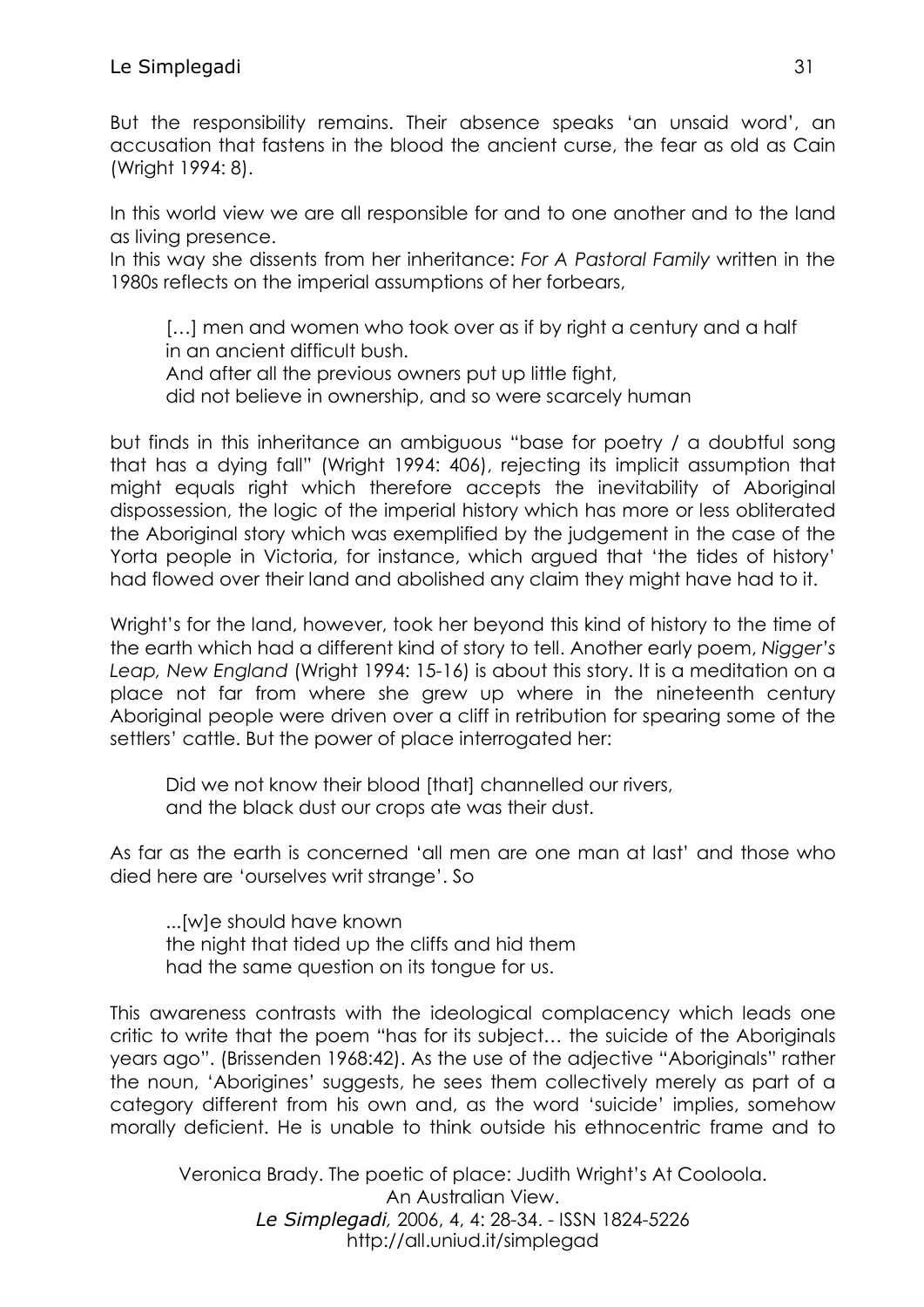But the responsibility remains. Their absence speaks 'an unsaid word', an accusation that fastens in the blood the ancient curse, the fear as old as Cain (Wright 1994: 8).

In this world view we are all responsible for and to one another and to the land as living presence.

In this way she dissents from her inheritance: *For A Pastoral Family* written in the 1980s reflects on the imperial assumptions of her forbears,

> […] men and women who took over as if by right a century and a half
> in an ancient difficult bush.
> And after all the previous owners put up little fight,
> did not believe in ownership, and so were scarcely human

but finds in this inheritance an ambiguous "base for poetry / a doubtful song that has a dying fall" (Wright 1994: 406), rejecting its implicit assumption that might equals right which therefore accepts the inevitability of Aboriginal dispossession, the logic of the imperial history which has more or less obliterated the Aboriginal story which was exemplified by the judgement in the case of the Yorta people in Victoria, for instance, which argued that 'the tides of history' had flowed over their land and abolished any claim they might have had to it.

Wright's for the land, however, took her beyond this kind of history to the time of the earth which had a different kind of story to tell. Another early poem, *Nigger's Leap, New England* (Wright 1994: 15-16) is about this story. It is a meditation on a place not far from where she grew up where in the nineteenth century Aboriginal people were driven over a cliff in retribution for spearing some of the settlers' cattle. But the power of place interrogated her:

> Did we not know their blood [that] channelled our rivers,
> and the black dust our crops ate was their dust.

As far as the earth is concerned 'all men are one man at last' and those who died here are 'ourselves writ strange'. So

> ...[w]e should have known
> the night that tided up the cliffs and hid them
> had the same question on its tongue for us.

This awareness contrasts with the ideological complacency which leads one critic to write that the poem "has for its subject… the suicide of the Aboriginals years ago". (Brissenden 1968:42). As the use of the adjective "Aboriginals" rather the noun, 'Aborigines' suggests, he sees them collectively merely as part of a category different from his own and, as the word 'suicide' implies, somehow morally deficient. He is unable to think outside his ethnocentric frame and to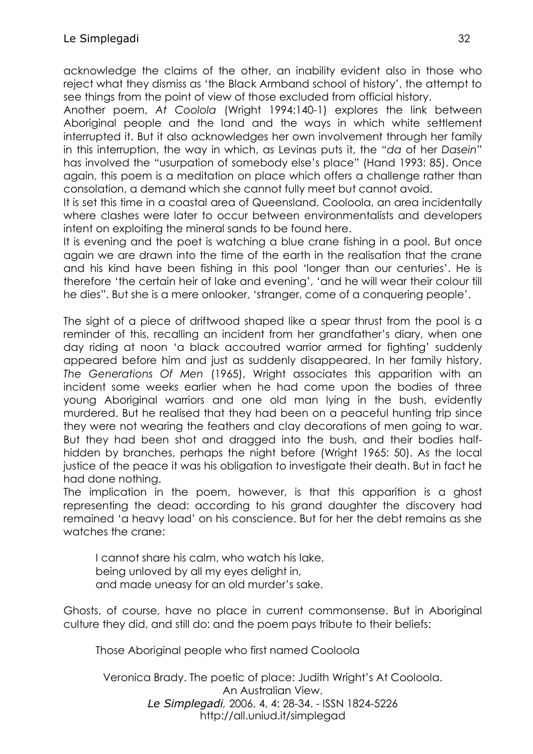acknowledge the claims of the other, an inability evident also in those who reject what they dismiss as 'the Black Armband school of history', the attempt to see things from the point of view of those excluded from official history.

Another poem, *At Coolola* (Wright 1994:140-1) explores the link between Aboriginal people and the land and the ways in which white settlement interrupted it. But it also acknowledges her own involvement through her family in this interruption, the way in which, as Levinas puts it, the "*da* of her *Dasein*" has involved the "usurpation of somebody else's place" (Hand 1993: 85). Once again, this poem is a meditation on place which offers a challenge rather than consolation, a demand which she cannot fully meet but cannot avoid.

It is set this time in a coastal area of Queensland, Cooloola, an area incidentally where clashes were later to occur between environmentalists and developers intent on exploiting the mineral sands to be found here.

It is evening and the poet is watching a blue crane fishing in a pool. But once again we are drawn into the time of the earth in the realisation that the crane and his kind have been fishing in this pool 'longer than our centuries'. He is therefore 'the certain heir of lake and evening', 'and he will wear their colour till he dies". But she is a mere onlooker, 'stranger, come of a conquering people'.

The sight of a piece of driftwood shaped like a spear thrust from the pool is a reminder of this, recalling an incident from her grandfather's diary, when one day riding at noon 'a black accoutred warrior armed for fighting' suddenly appeared before him and just as suddenly disappeared. In her family history, *The Generations Of Men* (1965), Wright associates this apparition with an incident some weeks earlier when he had come upon the bodies of three young Aboriginal warriors and one old man lying in the bush, evidently murdered. But he realised that they had been on a peaceful hunting trip since they were not wearing the feathers and clay decorations of men going to war. But they had been shot and dragged into the bush, and their bodies half-hidden by branches, perhaps the night before (Wright 1965: 50). As the local justice of the peace it was his obligation to investigate their death. But in fact he had done nothing.

The implication in the poem, however, is that this apparition is a ghost representing the dead: according to his grand daughter the discovery had remained 'a heavy load' on his conscience. But for her the debt remains as she watches the crane:

> I cannot share his calm, who watch his lake,
> being unloved by all my eyes delight in,
> and made uneasy for an old murder's sake.

Ghosts, of course, have no place in current commonsense. But in Aboriginal culture they did, and still do: and the poem pays tribute to their beliefs:

> Those Aboriginal people who first named Cooloola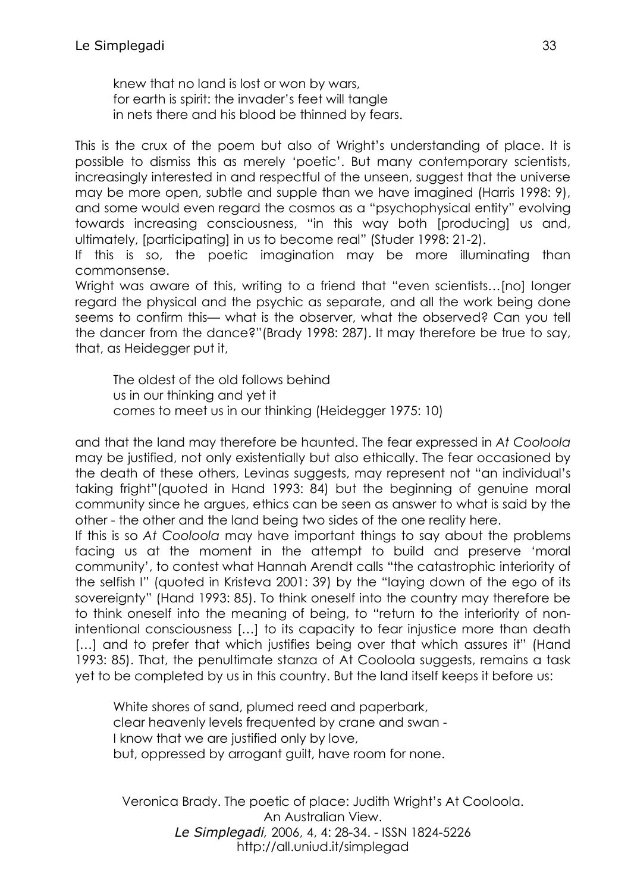> knew that no land is lost or won by wars,
> for earth is spirit: the invader's feet will tangle
> in nets there and his blood be thinned by fears.

This is the crux of the poem but also of Wright's understanding of place. It is possible to dismiss this as merely 'poetic'. But many contemporary scientists, increasingly interested in and respectful of the unseen, suggest that the universe may be more open, subtle and supple than we have imagined (Harris 1998: 9), and some would even regard the cosmos as a "psychophysical entity" evolving towards increasing consciousness, "in this way both [producing] us and, ultimately, [participating] in us to become real" (Studer 1998: 21-2).

If this is so, the poetic imagination may be more illuminating than commonsense.

Wright was aware of this, writing to a friend that "even scientists…[no] longer regard the physical and the psychic as separate, and all the work being done seems to confirm this— what is the observer, what the observed? Can you tell the dancer from the dance?"(Brady 1998: 287). It may therefore be true to say, that, as Heidegger put it,

> The oldest of the old follows behind
> us in our thinking and yet it
> comes to meet us in our thinking (Heidegger 1975: 10)

and that the land may therefore be haunted. The fear expressed in *At Cooloola* may be justified, not only existentially but also ethically. The fear occasioned by the death of these others, Levinas suggests, may represent not "an individual's taking fright"(quoted in Hand 1993: 84) but the beginning of genuine moral community since he argues, ethics can be seen as answer to what is said by the other - the other and the land being two sides of the one reality here.

If this is so *At Cooloola* may have important things to say about the problems facing us at the moment in the attempt to build and preserve 'moral community', to contest what Hannah Arendt calls "the catastrophic interiority of the selfish I" (quoted in Kristeva 2001: 39) by the "laying down of the ego of its sovereignty" (Hand 1993: 85). To think oneself into the country may therefore be to think oneself into the meaning of being, to "return to the interiority of non-intentional consciousness […] to its capacity to fear injustice more than death […] and to prefer that which justifies being over that which assures it" (Hand 1993: 85). That, the penultimate stanza of At Cooloola suggests, remains a task yet to be completed by us in this country. But the land itself keeps it before us:

> White shores of sand, plumed reed and paperbark,
> clear heavenly levels frequented by crane and swan -
> I know that we are justified only by love,
> but, oppressed by arrogant guilt, have room for none.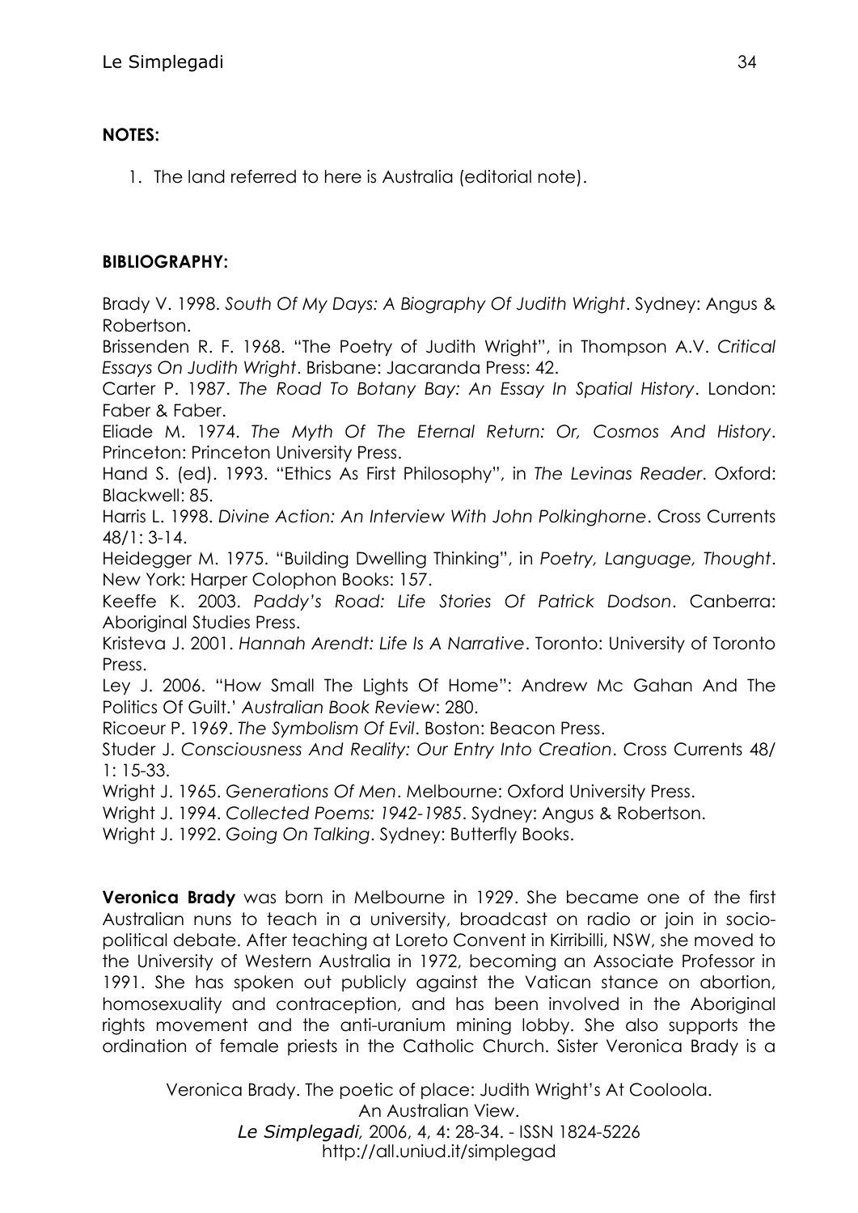**NOTES:**

1. The land referred to here is Australia (editorial note).

**BIBLIOGRAPHY:**

Brady V. 1998. *South Of My Days: A Biography Of Judith Wright*. Sydney: Angus & Robertson.

Brissenden R. F. 1968. "The Poetry of Judith Wright", in Thompson A.V. *Critical Essays On Judith Wright*. Brisbane: Jacaranda Press: 42.

Carter P. 1987. *The Road To Botany Bay: An Essay In Spatial History*. London: Faber & Faber.

Eliade M. 1974. *The Myth Of The Eternal Return: Or, Cosmos And History*. Princeton: Princeton University Press.

Hand S. (ed). 1993. "Ethics As First Philosophy", in *The Levinas Reader*. Oxford: Blackwell: 85.

Harris L. 1998. *Divine Action: An Interview With John Polkinghorne*. Cross Currents 48/1: 3-14.

Heidegger M. 1975. "Building Dwelling Thinking", in *Poetry, Language, Thought*. New York: Harper Colophon Books: 157.

Keeffe K. 2003. *Paddy's Road: Life Stories Of Patrick Dodson*. Canberra: Aboriginal Studies Press.

Kristeva J. 2001. *Hannah Arendt: Life Is A Narrative*. Toronto: University of Toronto Press.

Ley J. 2006. "How Small The Lights Of Home": Andrew Mc Gahan And The Politics Of Guilt.' *Australian Book Review*: 280.

Ricoeur P. 1969. *The Symbolism Of Evil*. Boston: Beacon Press.

Studer J. *Consciousness And Reality: Our Entry Into Creation*. Cross Currents 48/ 1: 15-33.

Wright J. 1965. *Generations Of Men*. Melbourne: Oxford University Press.

Wright J. 1994. *Collected Poems: 1942-1985*. Sydney: Angus & Robertson.

Wright J. 1992. *Going On Talking*. Sydney: Butterfly Books.

**Veronica Brady** was born in Melbourne in 1929. She became one of the first Australian nuns to teach in a university, broadcast on radio or join in socio-political debate. After teaching at Loreto Convent in Kirribilli, NSW, she moved to the University of Western Australia in 1972, becoming an Associate Professor in 1991. She has spoken out publicly against the Vatican stance on abortion, homosexuality and contraception, and has been involved in the Aboriginal rights movement and the anti-uranium mining lobby. She also supports the ordination of female priests in the Catholic Church. Sister Veronica Brady is a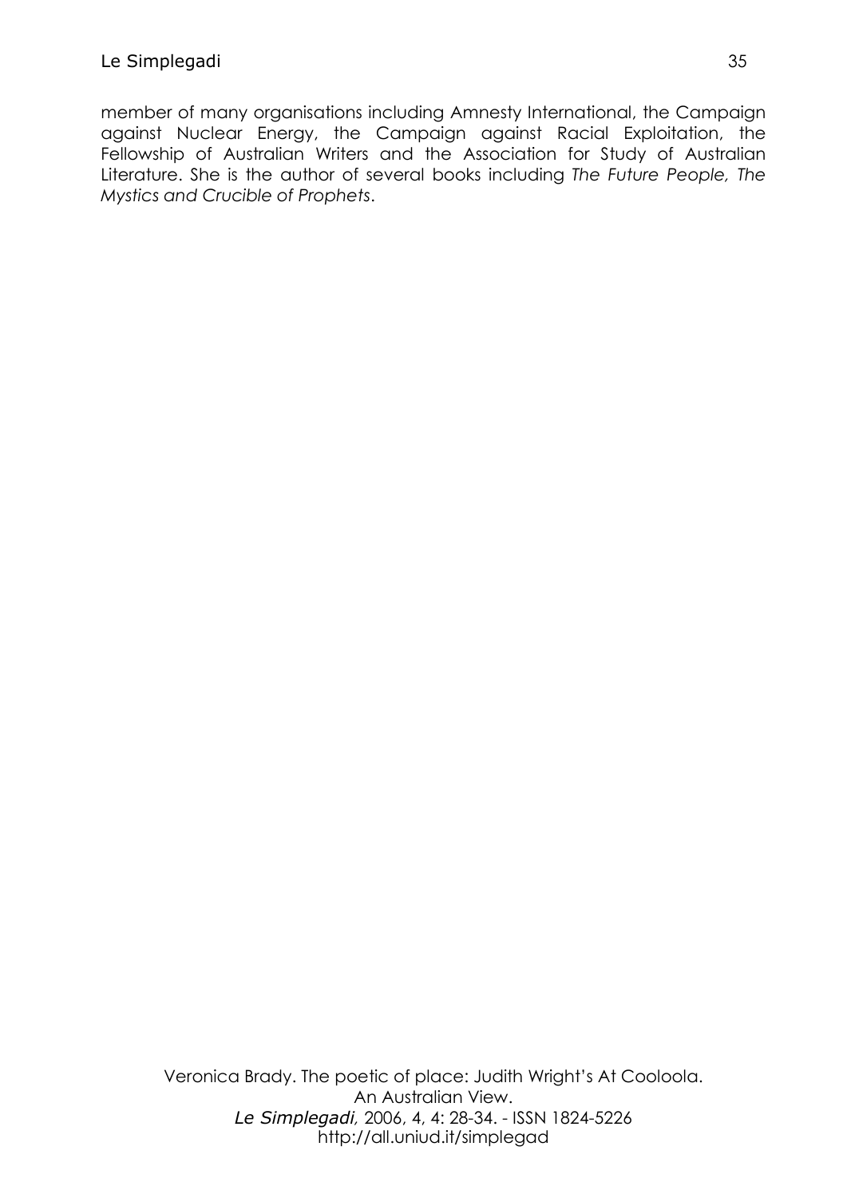member of many organisations including Amnesty International, the Campaign against Nuclear Energy, the Campaign against Racial Exploitation, the Fellowship of Australian Writers and the Association for Study of Australian Literature. She is the author of several books including *The Future People, The Mystics and Crucible of Prophets*.